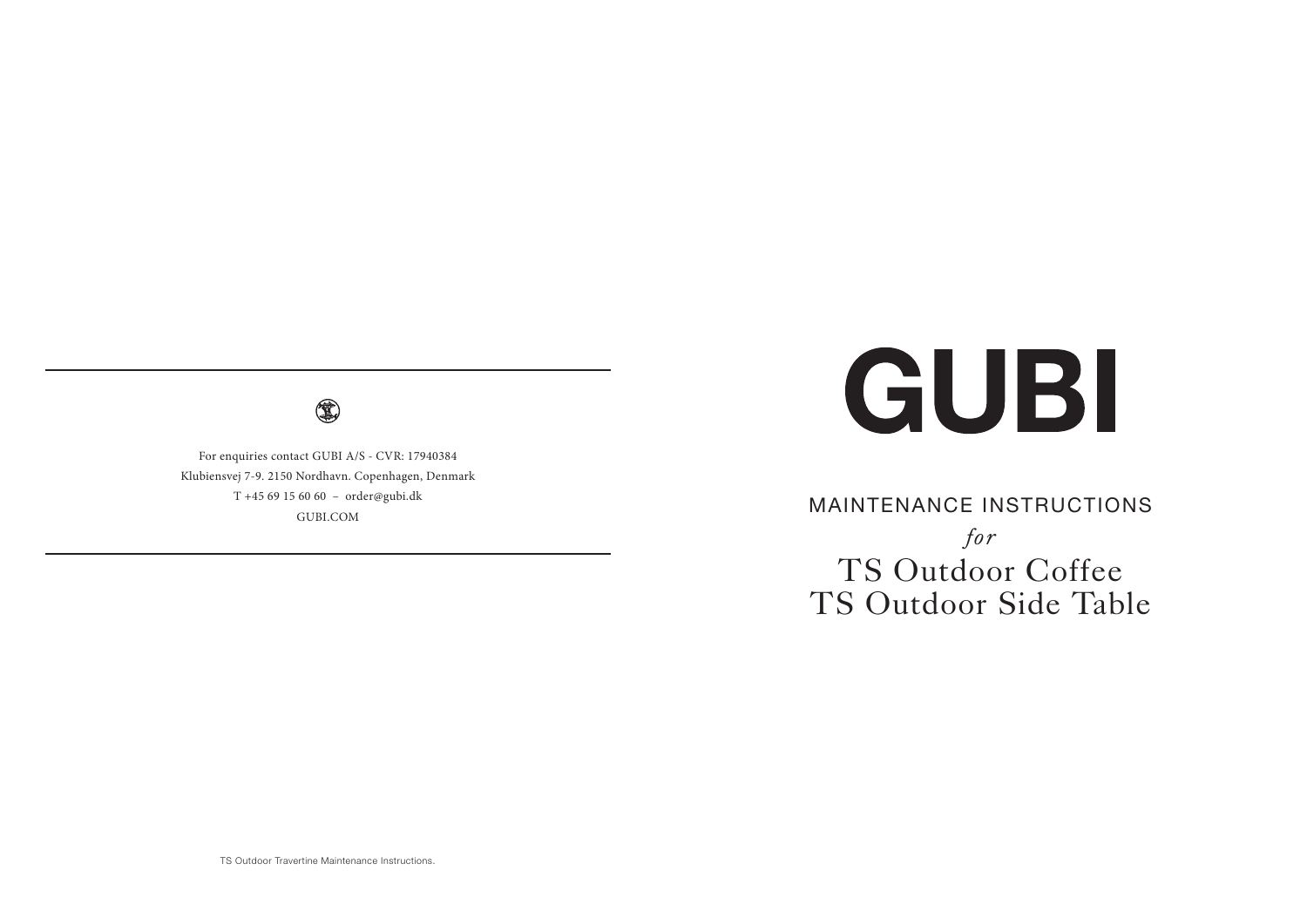For enquiries contact GUBI A/S - CVR: 17940384
Klubiensvej 7-9. 2150 Nordhavn. Copenhagen, Denmark
T +45 69 15 60 60 – order@gubi.dk
GUBI.COM

# GUBI

## MAINTENANCE INSTRUCTIONS

*for*

# TS Outdoor Coffee
# TS Outdoor Side Table

TS Outdoor Travertine Maintenance Instructions.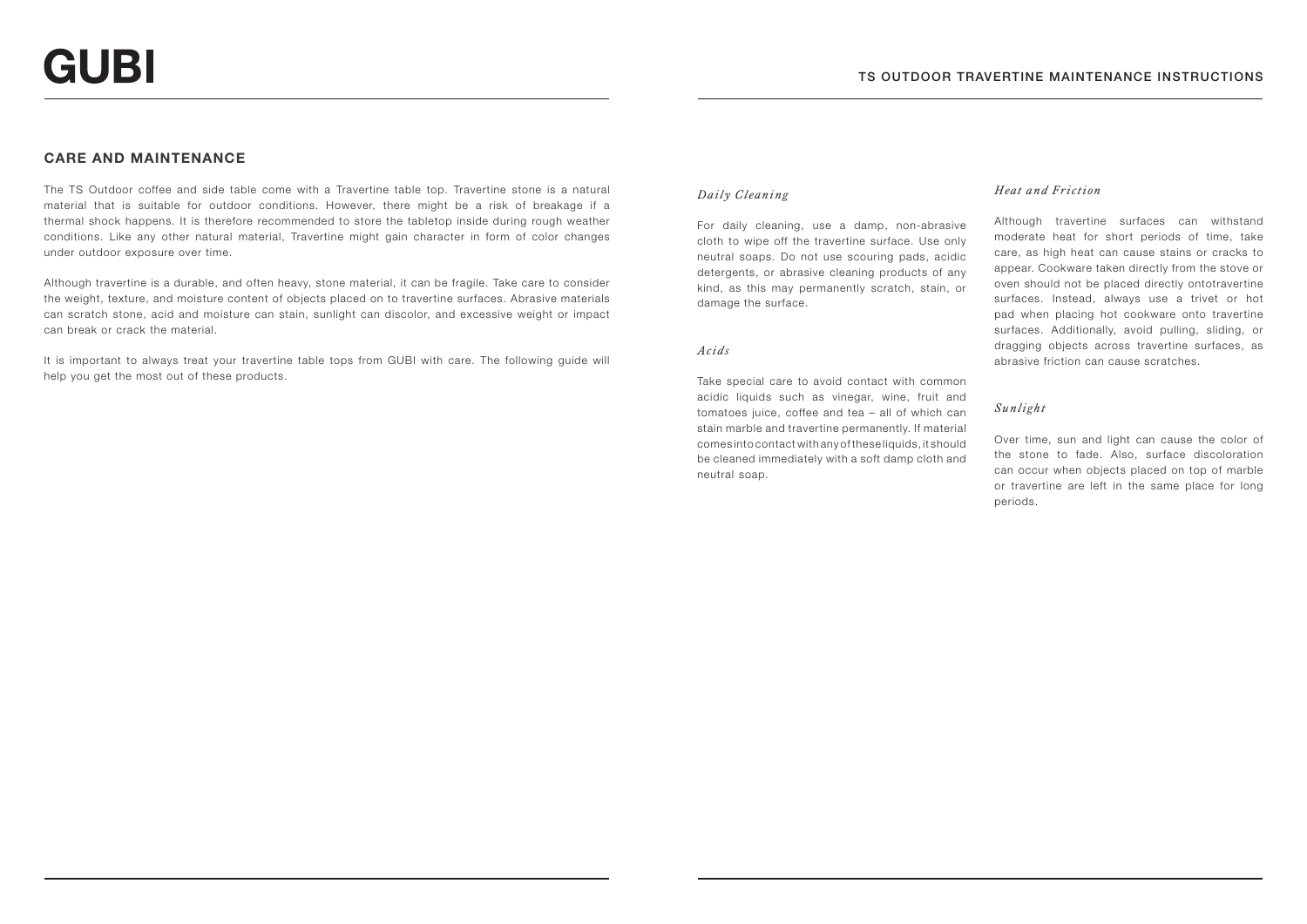## CARE AND MAINTENANCE

The TS Outdoor coffee and side table come with a Travertine table top. Travertine stone is a natural material that is suitable for outdoor conditions. However, there might be a risk of breakage if a thermal shock happens. It is therefore recommended to store the tabletop inside during rough weather conditions. Like any other natural material, Travertine might gain character in form of color changes under outdoor exposure over time.

Although travertine is a durable, and often heavy, stone material, it can be fragile. Take care to consider the weight, texture, and moisture content of objects placed on to travertine surfaces. Abrasive materials can scratch stone, acid and moisture can stain, sunlight can discolor, and excessive weight or impact can break or crack the material.

It is important to always treat your travertine table tops from GUBI with care. The following guide will help you get the most out of these products.

### *Daily Cleaning*

For daily cleaning, use a damp, non-abrasive cloth to wipe off the travertine surface. Use only neutral soaps. Do not use scouring pads, acidic detergents, or abrasive cleaning products of any kind, as this may permanently scratch, stain, or damage the surface.

### *Acids*

Take special care to avoid contact with common acidic liquids such as vinegar, wine, fruit and tomatoes juice, coffee and tea – all of which can stain marble and travertine permanently. If material comes into contact with any of these liquids, it should be cleaned immediately with a soft damp cloth and neutral soap.

### *Heat and Friction*

Although travertine surfaces can withstand moderate heat for short periods of time, take care, as high heat can cause stains or cracks to appear. Cookware taken directly from the stove or oven should not be placed directly ontotravertine surfaces. Instead, always use a trivet or hot pad when placing hot cookware onto travertine surfaces. Additionally, avoid pulling, sliding, or dragging objects across travertine surfaces, as abrasive friction can cause scratches.

### *Sunlight*

Over time, sun and light can cause the color of the stone to fade. Also, surface discoloration can occur when objects placed on top of marble or travertine are left in the same place for long periods.